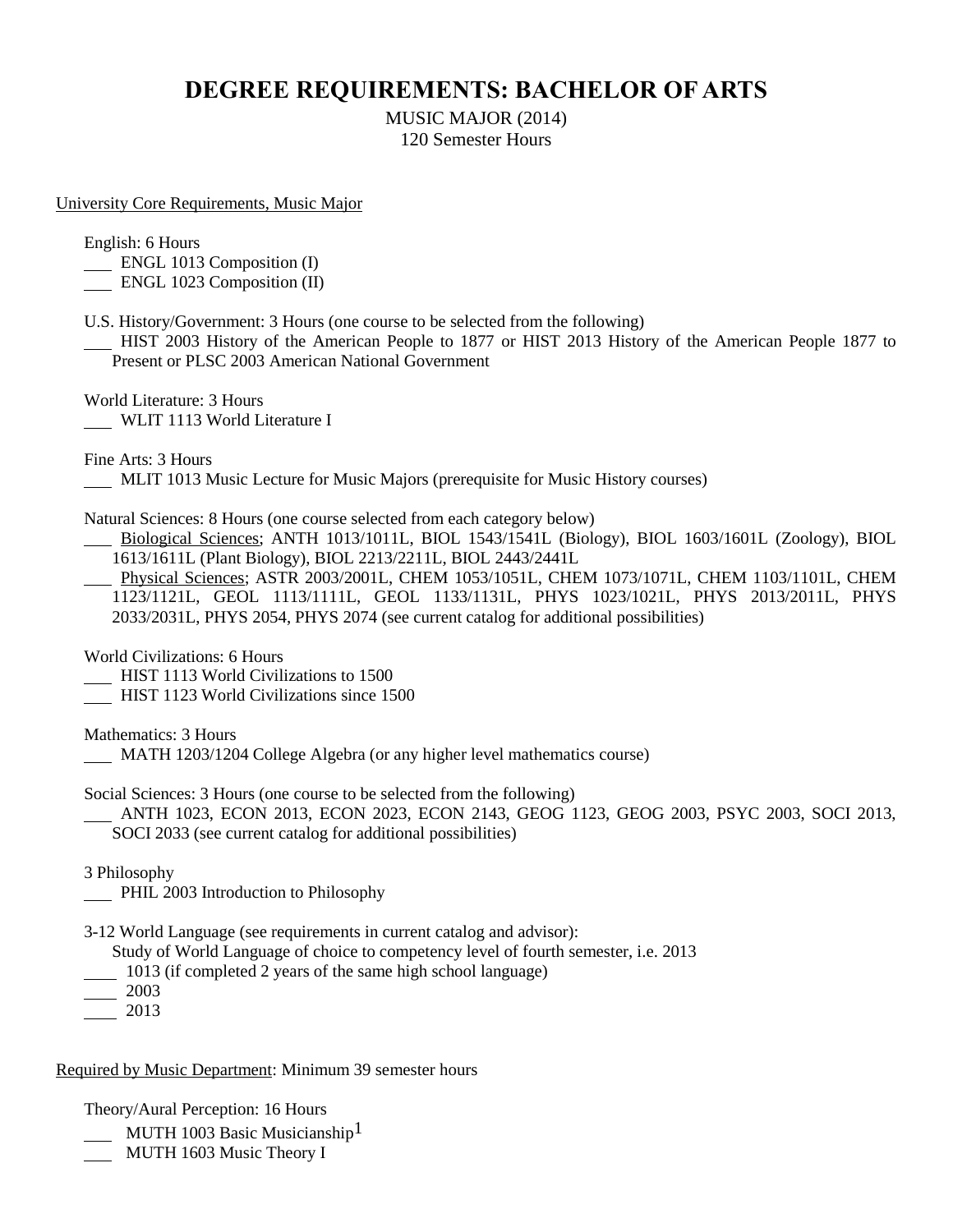# DEGREE REQUIREMENTS: BACHELOR OF ARTS

MUSIC MAJOR (2014)
120 Semester Hours

<u>University Core Requirements, Music Major</u>

English: 6 Hours
___ ENGL 1013 Composition (I)
___ ENGL 1023 Composition (II)

U.S. History/Government: 3 Hours (one course to be selected from the following)
___ HIST 2003 History of the American People to 1877 or HIST 2013 History of the American People 1877 to Present or PLSC 2003 American National Government

World Literature: 3 Hours
___ WLIT 1113 World Literature I

Fine Arts: 3 Hours
___ MLIT 1013 Music Lecture for Music Majors (prerequisite for Music History courses)

Natural Sciences: 8 Hours (one course selected from each category below)
___ <u>Biological Sciences</u>; ANTH 1013/1011L, BIOL 1543/1541L (Biology), BIOL 1603/1601L (Zoology), BIOL 1613/1611L (Plant Biology), BIOL 2213/2211L, BIOL 2443/2441L
___ <u>Physical Sciences</u>; ASTR 2003/2001L, CHEM 1053/1051L, CHEM 1073/1071L, CHEM 1103/1101L, CHEM 1123/1121L, GEOL 1113/1111L, GEOL 1133/1131L, PHYS 1023/1021L, PHYS 2013/2011L, PHYS 2033/2031L, PHYS 2054, PHYS 2074 (see current catalog for additional possibilities)

World Civilizations: 6 Hours
___ HIST 1113 World Civilizations to 1500
___ HIST 1123 World Civilizations since 1500

Mathematics: 3 Hours
___ MATH 1203/1204 College Algebra (or any higher level mathematics course)

Social Sciences: 3 Hours (one course to be selected from the following)
___ ANTH 1023, ECON 2013, ECON 2023, ECON 2143, GEOG 1123, GEOG 2003, PSYC 2003, SOCI 2013, SOCI 2033 (see current catalog for additional possibilities)

3 Philosophy
___ PHIL 2003 Introduction to Philosophy

3-12 World Language (see requirements in current catalog and advisor):
Study of World Language of choice to competency level of fourth semester, i.e. 2013
___ 1013 (if completed 2 years of the same high school language)
___ 2003
___ 2013

<u>Required by Music Department</u>: Minimum 39 semester hours

Theory/Aural Perception: 16 Hours
___ MUTH 1003 Basic Musicianship[1]
___ MUTH 1603 Music Theory I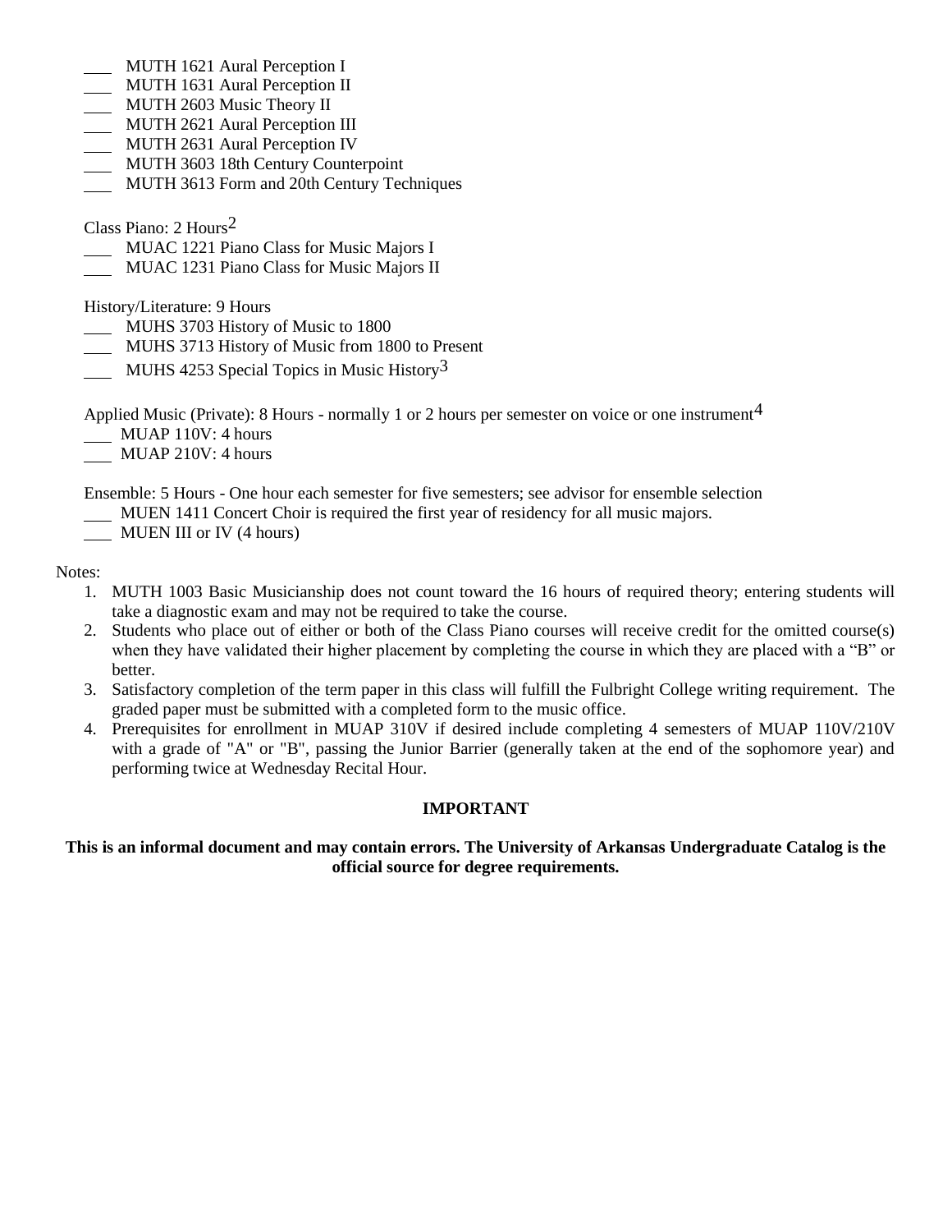___ MUTH 1621 Aural Perception I
___ MUTH 1631 Aural Perception II
___ MUTH 2603 Music Theory II
___ MUTH 2621 Aural Perception III
___ MUTH 2631 Aural Perception IV
___ MUTH 3603 18th Century Counterpoint
___ MUTH 3613 Form and 20th Century Techniques

Class Piano: 2 Hours[2]

___ MUAC 1221 Piano Class for Music Majors I
___ MUAC 1231 Piano Class for Music Majors II

History/Literature: 9 Hours

___ MUHS 3703 History of Music to 1800
___ MUHS 3713 History of Music from 1800 to Present
___ MUHS 4253 Special Topics in Music History[3]

Applied Music (Private): 8 Hours - normally 1 or 2 hours per semester on voice or one instrument[4]

___ MUAP 110V: 4 hours
___ MUAP 210V: 4 hours

Ensemble: 5 Hours - One hour each semester for five semesters; see advisor for ensemble selection

___ MUEN 1411 Concert Choir is required the first year of residency for all music majors.
___ MUEN III or IV (4 hours)

Notes:

1. MUTH 1003 Basic Musicianship does not count toward the 16 hours of required theory; entering students will take a diagnostic exam and may not be required to take the course.
2. Students who place out of either or both of the Class Piano courses will receive credit for the omitted course(s) when they have validated their higher placement by completing the course in which they are placed with a "B" or better.
3. Satisfactory completion of the term paper in this class will fulfill the Fulbright College writing requirement. The graded paper must be submitted with a completed form to the music office.
4. Prerequisites for enrollment in MUAP 310V if desired include completing 4 semesters of MUAP 110V/210V with a grade of "A" or "B", passing the Junior Barrier (generally taken at the end of the sophomore year) and performing twice at Wednesday Recital Hour.

**IMPORTANT**

**This is an informal document and may contain errors. The University of Arkansas Undergraduate Catalog is the official source for degree requirements.**